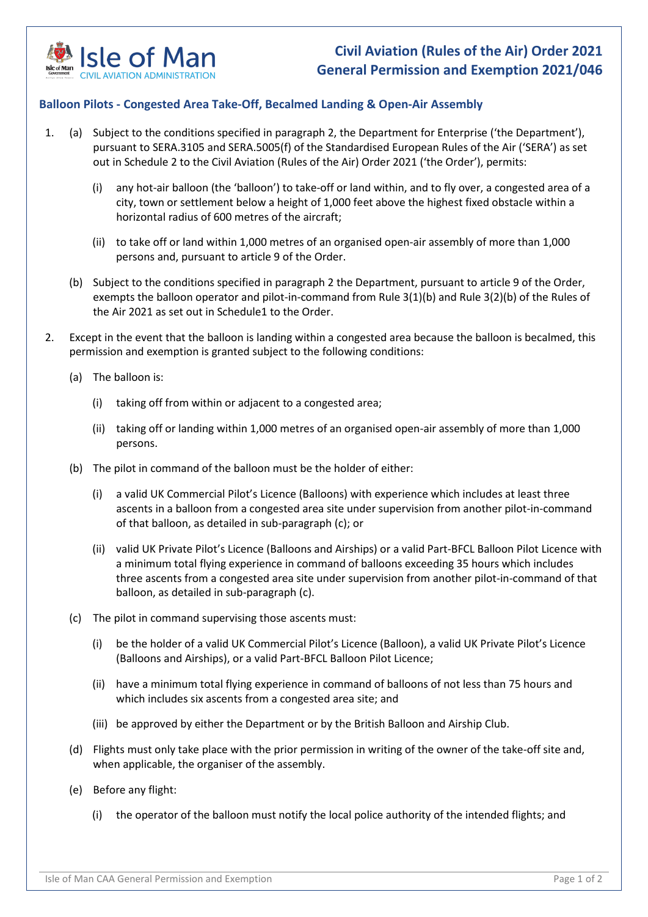Isle of Man
CIVIL AVIATION ADMINISTRATION

# Civil Aviation (Rules of the Air) Order 2021
# General Permission and Exemption 2021/046

## Balloon Pilots - Congested Area Take-Off, Becalmed Landing & Open-Air Assembly

1. (a) Subject to the conditions specified in paragraph 2, the Department for Enterprise ('the Department'), pursuant to SERA.3105 and SERA.5005(f) of the Standardised European Rules of the Air ('SERA') as set out in Schedule 2 to the Civil Aviation (Rules of the Air) Order 2021 ('the Order'), permits:

   (i) any hot-air balloon (the 'balloon') to take-off or land within, and to fly over, a congested area of a city, town or settlement below a height of 1,000 feet above the highest fixed obstacle within a horizontal radius of 600 metres of the aircraft;

   (ii) to take off or land within 1,000 metres of an organised open-air assembly of more than 1,000 persons and, pursuant to article 9 of the Order.

   (b) Subject to the conditions specified in paragraph 2 the Department, pursuant to article 9 of the Order, exempts the balloon operator and pilot-in-command from Rule 3(1)(b) and Rule 3(2)(b) of the Rules of the Air 2021 as set out in Schedule1 to the Order.

2. Except in the event that the balloon is landing within a congested area because the balloon is becalmed, this permission and exemption is granted subject to the following conditions:

   (a) The balloon is:

   (i) taking off from within or adjacent to a congested area;

   (ii) taking off or landing within 1,000 metres of an organised open-air assembly of more than 1,000 persons.

   (b) The pilot in command of the balloon must be the holder of either:

   (i) a valid UK Commercial Pilot's Licence (Balloons) with experience which includes at least three ascents in a balloon from a congested area site under supervision from another pilot-in-command of that balloon, as detailed in sub-paragraph (c); or

   (ii) valid UK Private Pilot's Licence (Balloons and Airships) or a valid Part-BFCL Balloon Pilot Licence with a minimum total flying experience in command of balloons exceeding 35 hours which includes three ascents from a congested area site under supervision from another pilot-in-command of that balloon, as detailed in sub-paragraph (c).

   (c) The pilot in command supervising those ascents must:

   (i) be the holder of a valid UK Commercial Pilot's Licence (Balloon), a valid UK Private Pilot's Licence (Balloons and Airships), or a valid Part-BFCL Balloon Pilot Licence;

   (ii) have a minimum total flying experience in command of balloons of not less than 75 hours and which includes six ascents from a congested area site; and

   (iii) be approved by either the Department or by the British Balloon and Airship Club.

   (d) Flights must only take place with the prior permission in writing of the owner of the take-off site and, when applicable, the organiser of the assembly.

   (e) Before any flight:

   (i) the operator of the balloon must notify the local police authority of the intended flights; and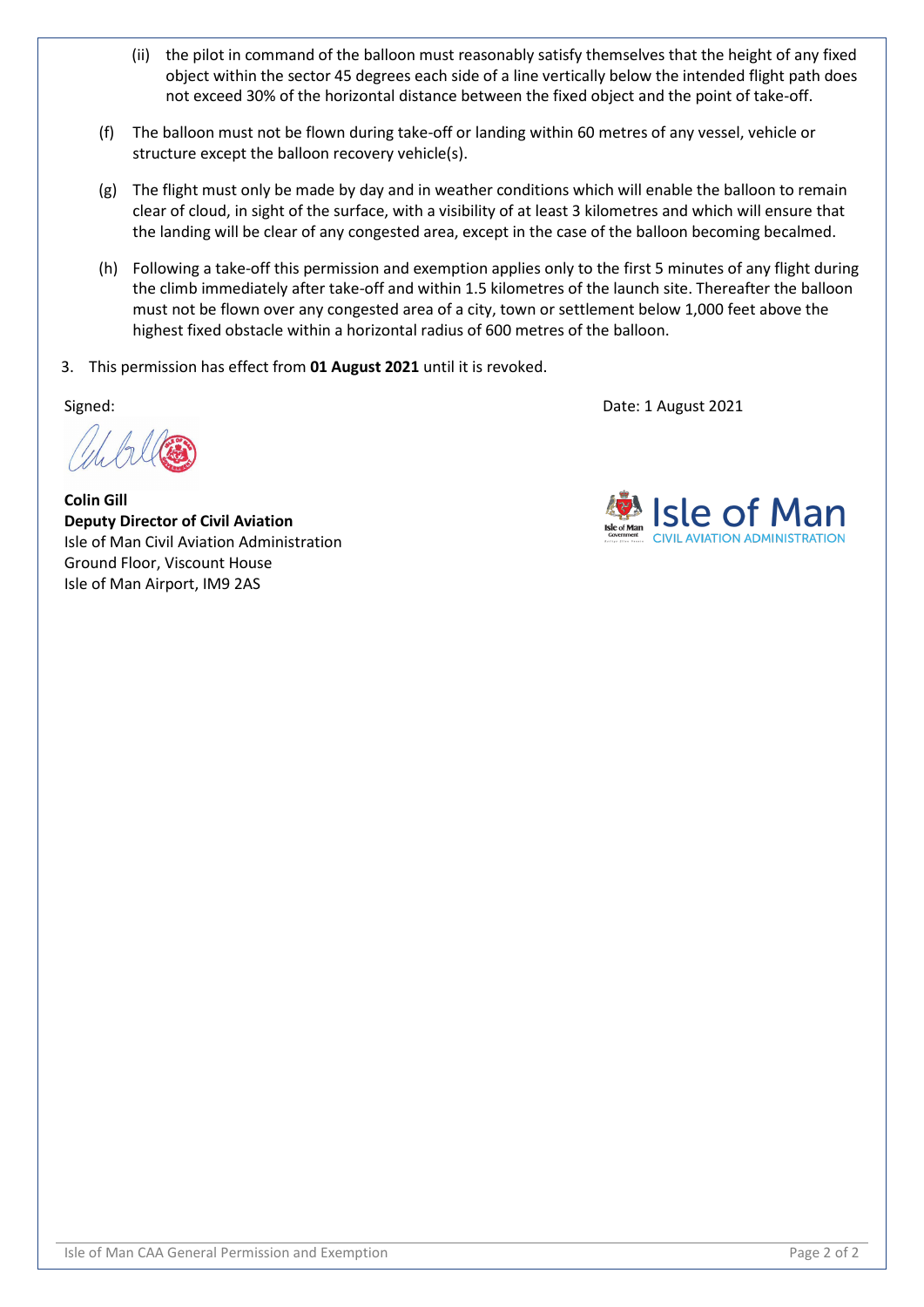(ii) the pilot in command of the balloon must reasonably satisfy themselves that the height of any fixed object within the sector 45 degrees each side of a line vertically below the intended flight path does not exceed 30% of the horizontal distance between the fixed object and the point of take-off.

(f) The balloon must not be flown during take-off or landing within 60 metres of any vessel, vehicle or structure except the balloon recovery vehicle(s).

(g) The flight must only be made by day and in weather conditions which will enable the balloon to remain clear of cloud, in sight of the surface, with a visibility of at least 3 kilometres and which will ensure that the landing will be clear of any congested area, except in the case of the balloon becoming becalmed.

(h) Following a take-off this permission and exemption applies only to the first 5 minutes of any flight during the climb immediately after take-off and within 1.5 kilometres of the launch site. Thereafter the balloon must not be flown over any congested area of a city, town or settlement below 1,000 feet above the highest fixed obstacle within a horizontal radius of 600 metres of the balloon.

3. This permission has effect from **01 August 2021** until it is revoked.

Signed:

Date: 1 August 2021

**Colin Gill**
**Deputy Director of Civil Aviation**
Isle of Man Civil Aviation Administration
Ground Floor, Viscount House
Isle of Man Airport, IM9 2AS

Isle of Man CIVIL AVIATION ADMINISTRATION